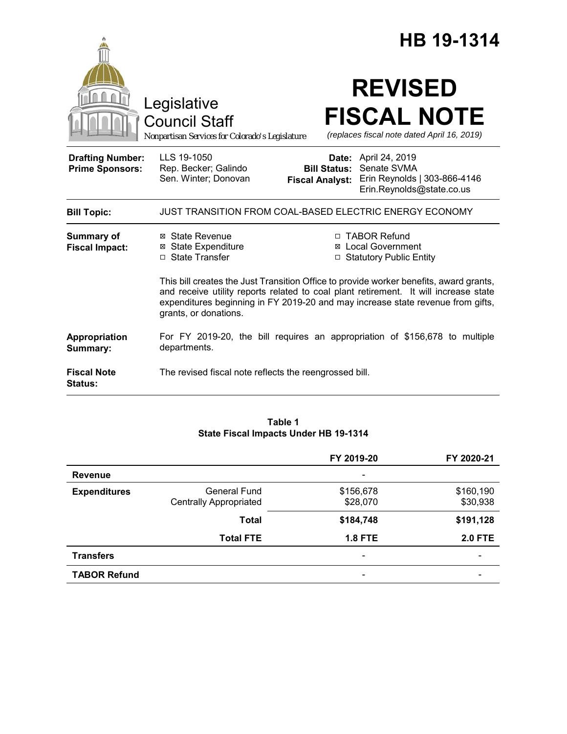# HB 19-1314

Legislative Council Staff

*Nonpartisan Services for Colorado's Legislature*

# REVISED FISCAL NOTE

*(replaces fiscal note dated April 16, 2019)*

| | | | |
|---|---|---|---|
| **Drafting Number:** | LLS 19-1050 | **Date:** | April 24, 2019 |
| **Prime Sponsors:** | Rep. Becker; Galindo<br>Sen. Winter; Donovan | **Bill Status:** | Senate SVMA |
| | | **Fiscal Analyst:** | Erin Reynolds \| 303-866-4146<br>Erin.Reynolds@state.co.us |

**Bill Topic:** JUST TRANSITION FROM COAL-BASED ELECTRIC ENERGY ECONOMY

**Summary of Fiscal Impact:**

- ☒ State Revenue
- ☒ State Expenditure
- ☐ State Transfer
- ☐ TABOR Refund
- ☒ Local Government
- ☐ Statutory Public Entity

This bill creates the Just Transition Office to provide worker benefits, award grants, and receive utility reports related to coal plant retirement. It will increase state expenditures beginning in FY 2019-20 and may increase state revenue from gifts, grants, or donations.

**Appropriation Summary:** For FY 2019-20, the bill requires an appropriation of $156,678 to multiple departments.

**Fiscal Note Status:** The revised fiscal note reflects the reengrossed bill.

**Table 1**
**State Fiscal Impacts Under HB 19-1314**

| | | FY 2019-20 | FY 2020-21 |
|---|---|---|---|
| **Revenue** | | - | |
| **Expenditures** | General Fund<br>Centrally Appropriated | $156,678<br>$28,070 | $160,190<br>$30,938 |
| | **Total** | **$184,748** | **$191,128** |
| | **Total FTE** | **1.8 FTE** | **2.0 FTE** |
| **Transfers** | | - | - |
| **TABOR Refund** | | - | - |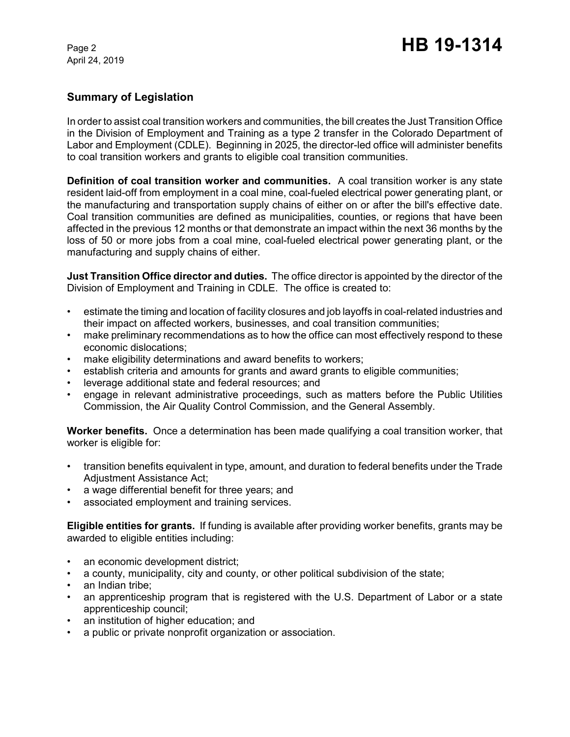## Summary of Legislation

In order to assist coal transition workers and communities, the bill creates the Just Transition Office in the Division of Employment and Training as a type 2 transfer in the Colorado Department of Labor and Employment (CDLE). Beginning in 2025, the director-led office will administer benefits to coal transition workers and grants to eligible coal transition communities.

**Definition of coal transition worker and communities.** A coal transition worker is any state resident laid-off from employment in a coal mine, coal-fueled electrical power generating plant, or the manufacturing and transportation supply chains of either on or after the bill's effective date. Coal transition communities are defined as municipalities, counties, or regions that have been affected in the previous 12 months or that demonstrate an impact within the next 36 months by the loss of 50 or more jobs from a coal mine, coal-fueled electrical power generating plant, or the manufacturing and supply chains of either.

**Just Transition Office director and duties.** The office director is appointed by the director of the Division of Employment and Training in CDLE. The office is created to:

- estimate the timing and location of facility closures and job layoffs in coal-related industries and their impact on affected workers, businesses, and coal transition communities;
- make preliminary recommendations as to how the office can most effectively respond to these economic dislocations;
- make eligibility determinations and award benefits to workers;
- establish criteria and amounts for grants and award grants to eligible communities;
- leverage additional state and federal resources; and
- engage in relevant administrative proceedings, such as matters before the Public Utilities Commission, the Air Quality Control Commission, and the General Assembly.

**Worker benefits.** Once a determination has been made qualifying a coal transition worker, that worker is eligible for:

- transition benefits equivalent in type, amount, and duration to federal benefits under the Trade Adjustment Assistance Act;
- a wage differential benefit for three years; and
- associated employment and training services.

**Eligible entities for grants.** If funding is available after providing worker benefits, grants may be awarded to eligible entities including:

- an economic development district;
- a county, municipality, city and county, or other political subdivision of the state;
- an Indian tribe;
- an apprenticeship program that is registered with the U.S. Department of Labor or a state apprenticeship council;
- an institution of higher education; and
- a public or private nonprofit organization or association.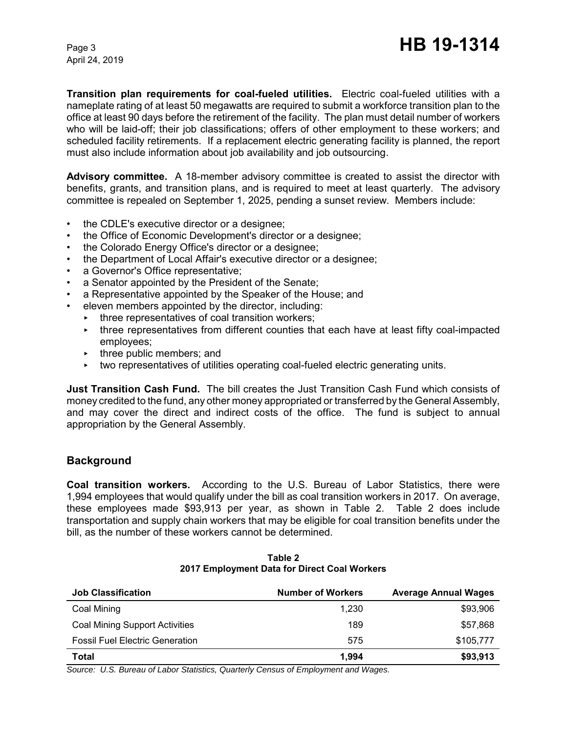**Transition plan requirements for coal-fueled utilities.** Electric coal-fueled utilities with a nameplate rating of at least 50 megawatts are required to submit a workforce transition plan to the office at least 90 days before the retirement of the facility. The plan must detail number of workers who will be laid-off; their job classifications; offers of other employment to these workers; and scheduled facility retirements. If a replacement electric generating facility is planned, the report must also include information about job availability and job outsourcing.

**Advisory committee.** A 18-member advisory committee is created to assist the director with benefits, grants, and transition plans, and is required to meet at least quarterly. The advisory committee is repealed on September 1, 2025, pending a sunset review. Members include:

- the CDLE's executive director or a designee;
- the Office of Economic Development's director or a designee;
- the Colorado Energy Office's director or a designee;
- the Department of Local Affair's executive director or a designee;
- a Governor's Office representative;
- a Senator appointed by the President of the Senate;
- a Representative appointed by the Speaker of the House; and
- eleven members appointed by the director, including:
  - three representatives of coal transition workers;
  - three representatives from different counties that each have at least fifty coal-impacted employees;
  - three public members; and
  - two representatives of utilities operating coal-fueled electric generating units.

**Just Transition Cash Fund.** The bill creates the Just Transition Cash Fund which consists of money credited to the fund, any other money appropriated or transferred by the General Assembly, and may cover the direct and indirect costs of the office. The fund is subject to annual appropriation by the General Assembly.

## Background

**Coal transition workers.** According to the U.S. Bureau of Labor Statistics, there were 1,994 employees that would qualify under the bill as coal transition workers in 2017. On average, these employees made $93,913 per year, as shown in Table 2. Table 2 does include transportation and supply chain workers that may be eligible for coal transition benefits under the bill, as the number of these workers cannot be determined.

**Table 2**
**2017 Employment Data for Direct Coal Workers**

| Job Classification | Number of Workers | Average Annual Wages |
|---|---:|---:|
| Coal Mining | 1,230 | $93,906 |
| Coal Mining Support Activities | 189 | $57,868 |
| Fossil Fuel Electric Generation | 575 | $105,777 |
| **Total** | **1,994** | **$93,913** |

*Source: U.S. Bureau of Labor Statistics, Quarterly Census of Employment and Wages.*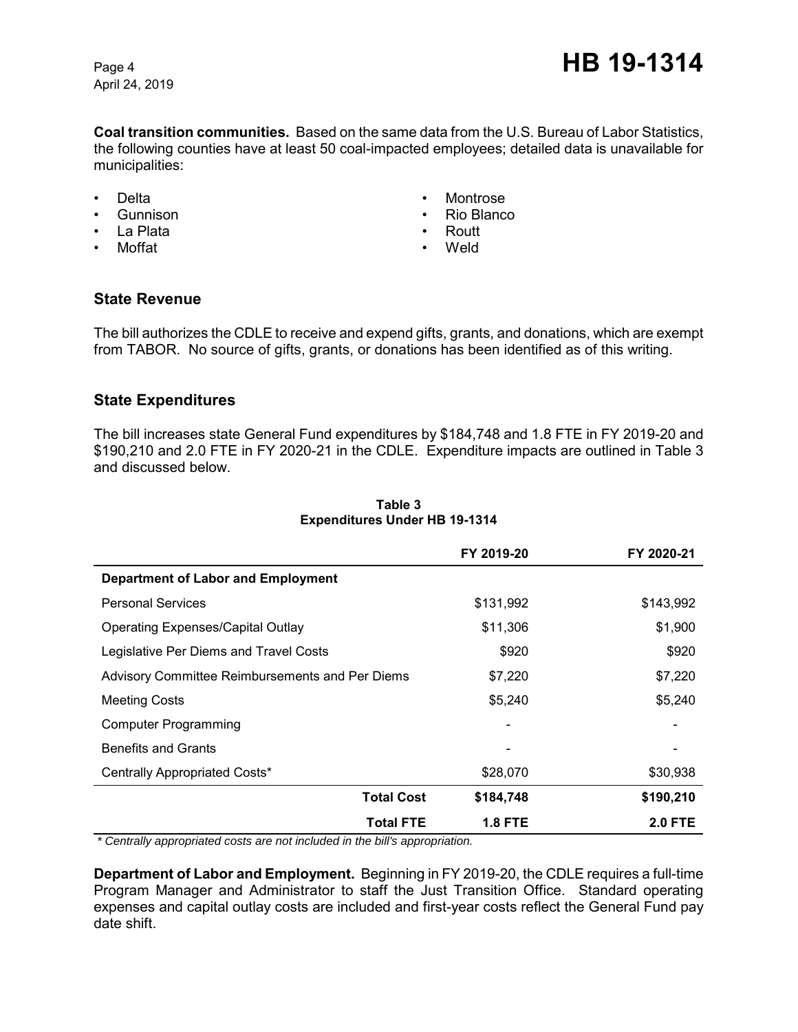**Coal transition communities.** Based on the same data from the U.S. Bureau of Labor Statistics, the following counties have at least 50 coal-impacted employees; detailed data is unavailable for municipalities:

- Delta
- Gunnison
- La Plata
- Moffat
- Montrose
- Rio Blanco
- Routt
- Weld

## State Revenue

The bill authorizes the CDLE to receive and expend gifts, grants, and donations, which are exempt from TABOR. No source of gifts, grants, or donations has been identified as of this writing.

## State Expenditures

The bill increases state General Fund expenditures by $184,748 and 1.8 FTE in FY 2019-20 and $190,210 and 2.0 FTE in FY 2020-21 in the CDLE. Expenditure impacts are outlined in Table 3 and discussed below.

**Table 3**
**Expenditures Under HB 19-1314**

| | FY 2019-20 | FY 2020-21 |
|---|---|---|
| **Department of Labor and Employment** | | |
| Personal Services | $131,992 | $143,992 |
| Operating Expenses/Capital Outlay | $11,306 | $1,900 |
| Legislative Per Diems and Travel Costs | $920 | $920 |
| Advisory Committee Reimbursements and Per Diems | $7,220 | $7,220 |
| Meeting Costs | $5,240 | $5,240 |
| Computer Programming | - | - |
| Benefits and Grants | - | - |
| Centrally Appropriated Costs* | $28,070 | $30,938 |
| **Total Cost** | **$184,748** | **$190,210** |
| **Total FTE** | **1.8 FTE** | **2.0 FTE** |

*\* Centrally appropriated costs are not included in the bill's appropriation.*

**Department of Labor and Employment.** Beginning in FY 2019-20, the CDLE requires a full-time Program Manager and Administrator to staff the Just Transition Office. Standard operating expenses and capital outlay costs are included and first-year costs reflect the General Fund pay date shift.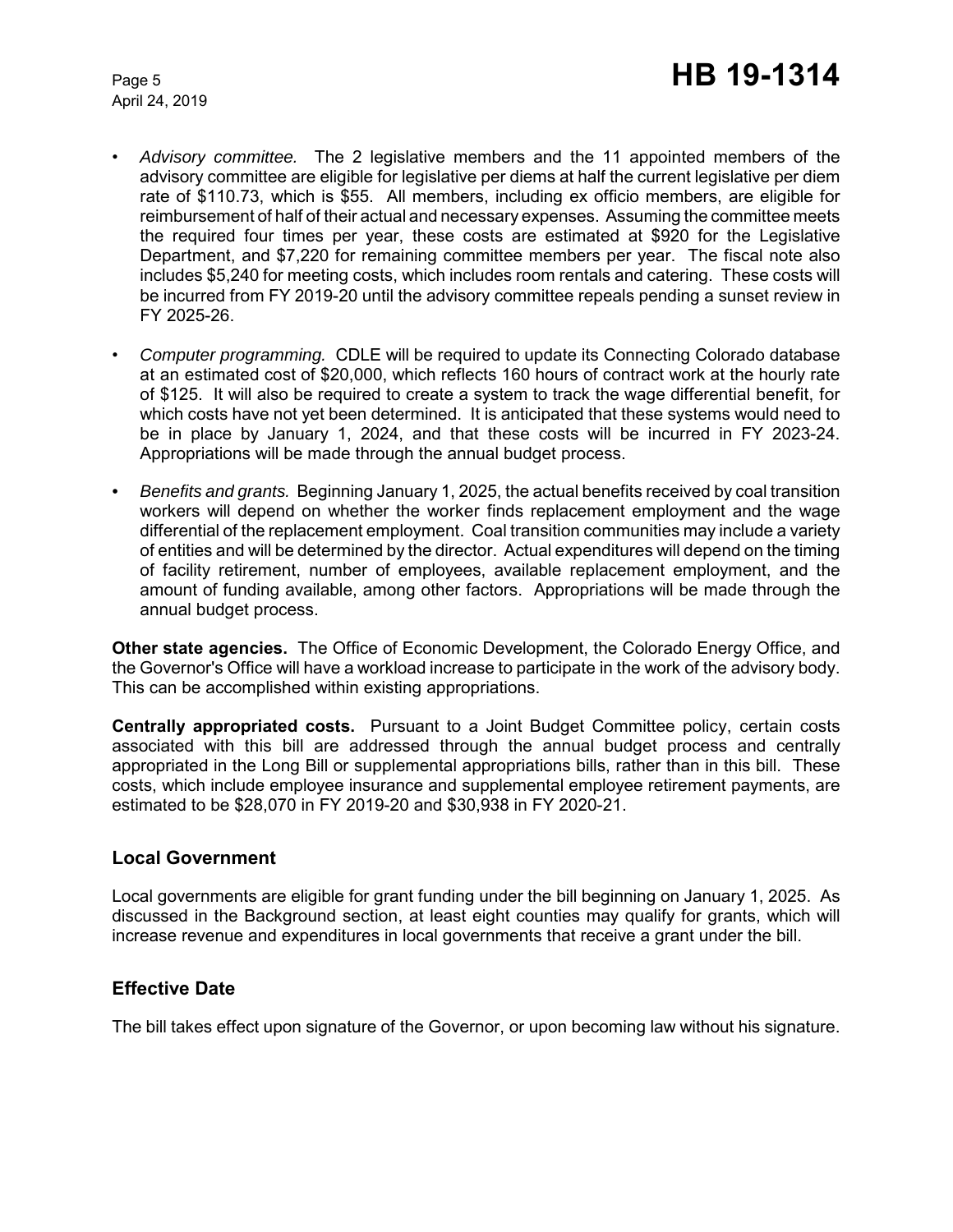- *Advisory committee.* The 2 legislative members and the 11 appointed members of the advisory committee are eligible for legislative per diems at half the current legislative per diem rate of $110.73, which is $55. All members, including ex officio members, are eligible for reimbursement of half of their actual and necessary expenses. Assuming the committee meets the required four times per year, these costs are estimated at $920 for the Legislative Department, and $7,220 for remaining committee members per year. The fiscal note also includes $5,240 for meeting costs, which includes room rentals and catering. These costs will be incurred from FY 2019-20 until the advisory committee repeals pending a sunset review in FY 2025-26.

- *Computer programming.* CDLE will be required to update its Connecting Colorado database at an estimated cost of $20,000, which reflects 160 hours of contract work at the hourly rate of $125. It will also be required to create a system to track the wage differential benefit, for which costs have not yet been determined. It is anticipated that these systems would need to be in place by January 1, 2024, and that these costs will be incurred in FY 2023-24. Appropriations will be made through the annual budget process.

- *Benefits and grants.* Beginning January 1, 2025, the actual benefits received by coal transition workers will depend on whether the worker finds replacement employment and the wage differential of the replacement employment. Coal transition communities may include a variety of entities and will be determined by the director. Actual expenditures will depend on the timing of facility retirement, number of employees, available replacement employment, and the amount of funding available, among other factors. Appropriations will be made through the annual budget process.

**Other state agencies.** The Office of Economic Development, the Colorado Energy Office, and the Governor's Office will have a workload increase to participate in the work of the advisory body. This can be accomplished within existing appropriations.

**Centrally appropriated costs.** Pursuant to a Joint Budget Committee policy, certain costs associated with this bill are addressed through the annual budget process and centrally appropriated in the Long Bill or supplemental appropriations bills, rather than in this bill. These costs, which include employee insurance and supplemental employee retirement payments, are estimated to be $28,070 in FY 2019-20 and $30,938 in FY 2020-21.

## Local Government

Local governments are eligible for grant funding under the bill beginning on January 1, 2025. As discussed in the Background section, at least eight counties may qualify for grants, which will increase revenue and expenditures in local governments that receive a grant under the bill.

## Effective Date

The bill takes effect upon signature of the Governor, or upon becoming law without his signature.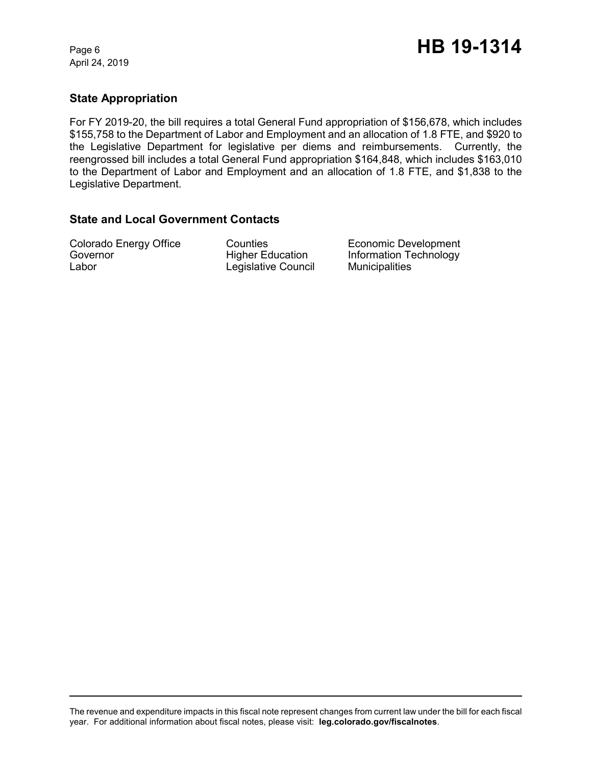## State Appropriation

For FY 2019-20, the bill requires a total General Fund appropriation of $156,678, which includes $155,758 to the Department of Labor and Employment and an allocation of 1.8 FTE, and $920 to the Legislative Department for legislative per diems and reimbursements. Currently, the reengrossed bill includes a total General Fund appropriation $164,848, which includes $163,010 to the Department of Labor and Employment and an allocation of 1.8 FTE, and $1,838 to the Legislative Department.

## State and Local Government Contacts

| | | |
|---|---|---|
| Colorado Energy Office | Counties | Economic Development |
| Governor | Higher Education | Information Technology |
| Labor | Legislative Council | Municipalities |

The revenue and expenditure impacts in this fiscal note represent changes from current law under the bill for each fiscal year. For additional information about fiscal notes, please visit: **leg.colorado.gov/fiscalnotes**.